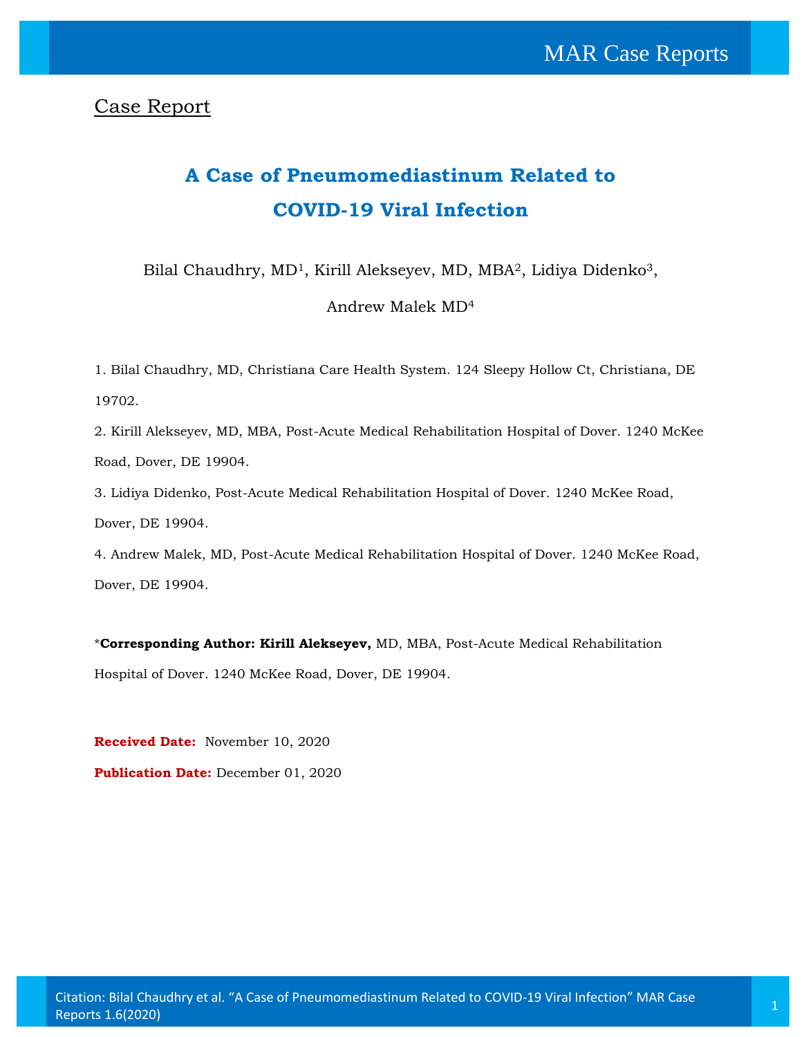Case Report

# A Case of Pneumomediastinum Related to COVID-19 Viral Infection

Bilal Chaudhry, MD[1], Kirill Alekseyev, MD, MBA[2], Lidiya Didenko[3], Andrew Malek MD[4]

1. Bilal Chaudhry, MD, Christiana Care Health System. 124 Sleepy Hollow Ct, Christiana, DE 19702.
2. Kirill Alekseyev, MD, MBA, Post-Acute Medical Rehabilitation Hospital of Dover. 1240 McKee Road, Dover, DE 19904.
3. Lidiya Didenko, Post-Acute Medical Rehabilitation Hospital of Dover. 1240 McKee Road, Dover, DE 19904.
4. Andrew Malek, MD, Post-Acute Medical Rehabilitation Hospital of Dover. 1240 McKee Road, Dover, DE 19904.

***Corresponding Author: Kirill Alekseyev,** MD, MBA, Post-Acute Medical Rehabilitation Hospital of Dover. 1240 McKee Road, Dover, DE 19904.

**Received Date:** November 10, 2020

**Publication Date:** December 01, 2020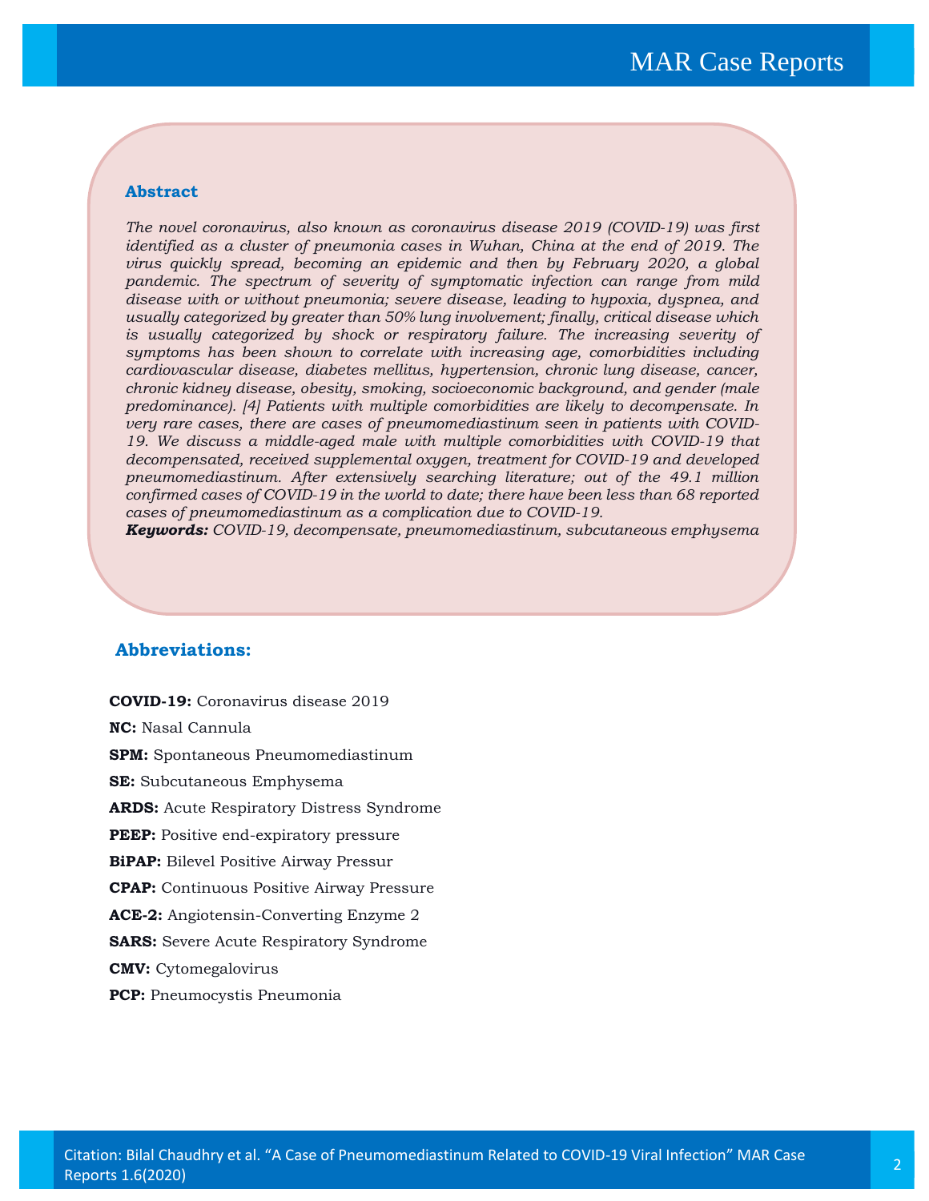### Abstract

*The novel coronavirus, also known as coronavirus disease 2019 (COVID-19) was first identified as a cluster of pneumonia cases in Wuhan, China at the end of 2019. The virus quickly spread, becoming an epidemic and then by February 2020, a global pandemic. The spectrum of severity of symptomatic infection can range from mild disease with or without pneumonia; severe disease, leading to hypoxia, dyspnea, and usually categorized by greater than 50% lung involvement; finally, critical disease which is usually categorized by shock or respiratory failure. The increasing severity of symptoms has been shown to correlate with increasing age, comorbidities including cardiovascular disease, diabetes mellitus, hypertension, chronic lung disease, cancer, chronic kidney disease, obesity, smoking, socioeconomic background, and gender (male predominance). [4] Patients with multiple comorbidities are likely to decompensate. In very rare cases, there are cases of pneumomediastinum seen in patients with COVID-19. We discuss a middle-aged male with multiple comorbidities with COVID-19 that decompensated, received supplemental oxygen, treatment for COVID-19 and developed pneumomediastinum. After extensively searching literature; out of the 49.1 million confirmed cases of COVID-19 in the world to date; there have been less than 68 reported cases of pneumomediastinum as a complication due to COVID-19.*

***Keywords:*** *COVID-19, decompensate, pneumomediastinum, subcutaneous emphysema*

## Abbreviations:

**COVID-19:** Coronavirus disease 2019

**NC:** Nasal Cannula

**SPM:** Spontaneous Pneumomediastinum

**SE:** Subcutaneous Emphysema

**ARDS:** Acute Respiratory Distress Syndrome

**PEEP:** Positive end-expiratory pressure

**BiPAP:** Bilevel Positive Airway Pressur

**CPAP:** Continuous Positive Airway Pressure

**ACE-2:** Angiotensin-Converting Enzyme 2

**SARS:** Severe Acute Respiratory Syndrome

**CMV:** Cytomegalovirus

**PCP:** Pneumocystis Pneumonia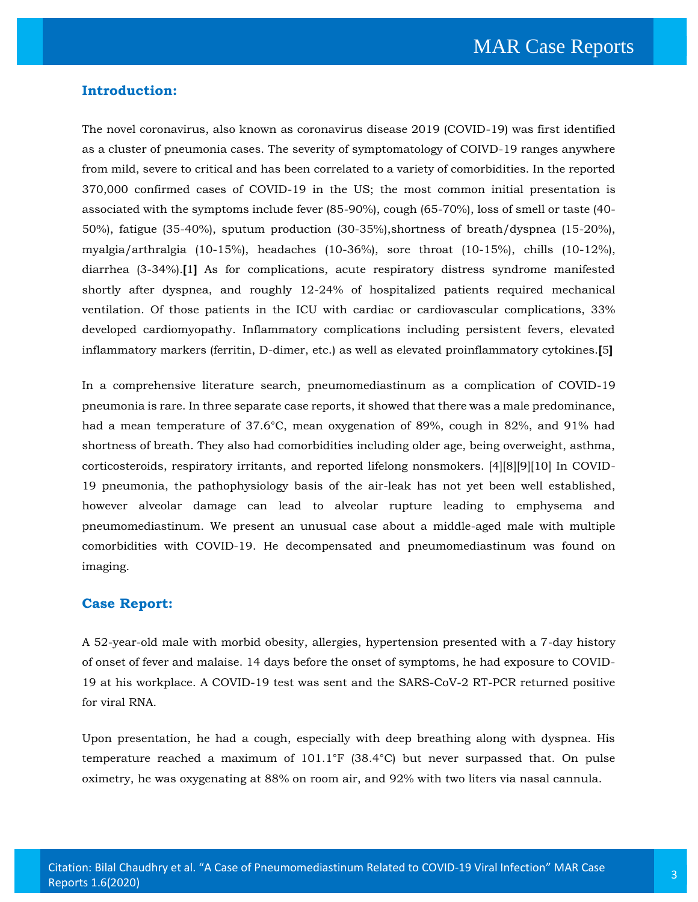## Introduction:

The novel coronavirus, also known as coronavirus disease 2019 (COVID-19) was first identified as a cluster of pneumonia cases. The severity of symptomatology of COIVD-19 ranges anywhere from mild, severe to critical and has been correlated to a variety of comorbidities. In the reported 370,000 confirmed cases of COVID-19 in the US; the most common initial presentation is associated with the symptoms include fever (85-90%), cough (65-70%), loss of smell or taste (40-50%), fatigue (35-40%), sputum production (30-35%),shortness of breath/dyspnea (15-20%), myalgia/arthralgia (10-15%), headaches (10-36%), sore throat (10-15%), chills (10-12%), diarrhea (3-34%).**[**1**]** As for complications, acute respiratory distress syndrome manifested shortly after dyspnea, and roughly 12-24% of hospitalized patients required mechanical ventilation. Of those patients in the ICU with cardiac or cardiovascular complications, 33% developed cardiomyopathy. Inflammatory complications including persistent fevers, elevated inflammatory markers (ferritin, D-dimer, etc.) as well as elevated proinflammatory cytokines.**[**5**]**

In a comprehensive literature search, pneumomediastinum as a complication of COVID-19 pneumonia is rare. In three separate case reports, it showed that there was a male predominance, had a mean temperature of 37.6°C, mean oxygenation of 89%, cough in 82%, and 91% had shortness of breath. They also had comorbidities including older age, being overweight, asthma, corticosteroids, respiratory irritants, and reported lifelong nonsmokers. [4][8][9][10] In COVID-19 pneumonia, the pathophysiology basis of the air-leak has not yet been well established, however alveolar damage can lead to alveolar rupture leading to emphysema and pneumomediastinum. We present an unusual case about a middle-aged male with multiple comorbidities with COVID-19. He decompensated and pneumomediastinum was found on imaging.

## Case Report:

A 52-year-old male with morbid obesity, allergies, hypertension presented with a 7-day history of onset of fever and malaise. 14 days before the onset of symptoms, he had exposure to COVID-19 at his workplace. A COVID-19 test was sent and the SARS-CoV-2 RT-PCR returned positive for viral RNA.

Upon presentation, he had a cough, especially with deep breathing along with dyspnea. His temperature reached a maximum of 101.1°F (38.4°C) but never surpassed that. On pulse oximetry, he was oxygenating at 88% on room air, and 92% with two liters via nasal cannula.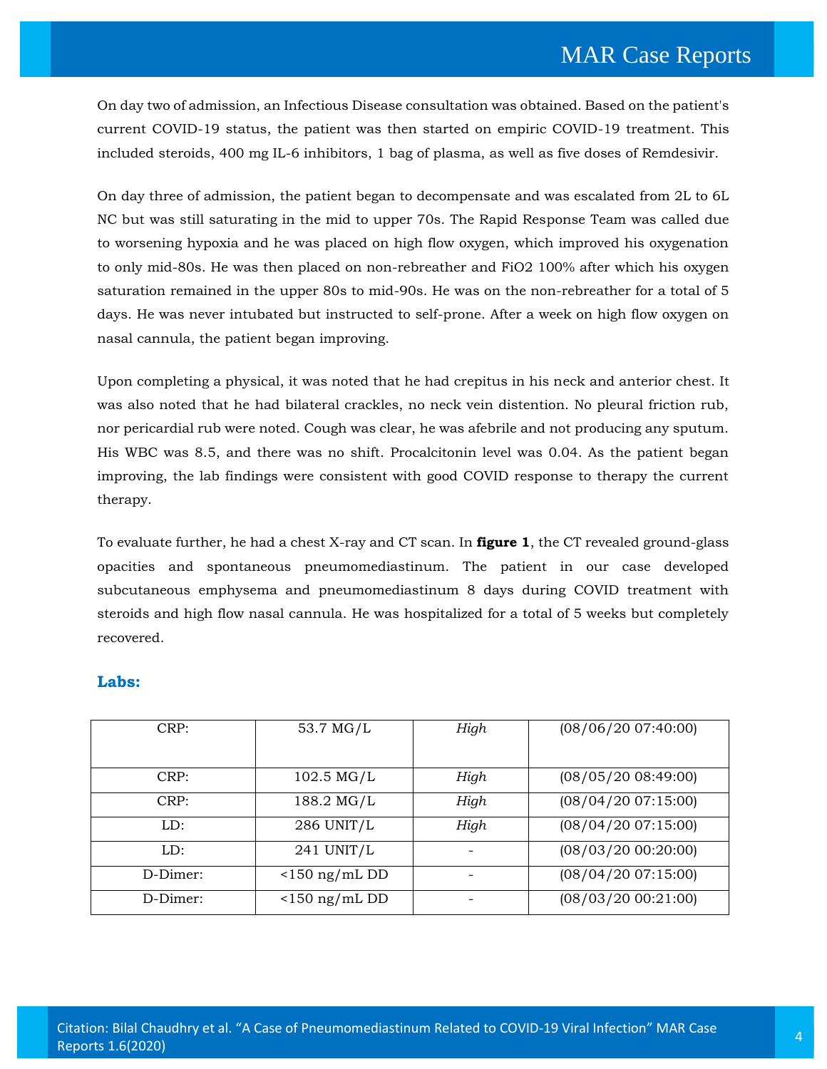On day two of admission, an Infectious Disease consultation was obtained. Based on the patient's current COVID-19 status, the patient was then started on empiric COVID-19 treatment. This included steroids, 400 mg IL-6 inhibitors, 1 bag of plasma, as well as five doses of Remdesivir.

On day three of admission, the patient began to decompensate and was escalated from 2L to 6L NC but was still saturating in the mid to upper 70s. The Rapid Response Team was called due to worsening hypoxia and he was placed on high flow oxygen, which improved his oxygenation to only mid-80s. He was then placed on non-rebreather and FiO2 100% after which his oxygen saturation remained in the upper 80s to mid-90s. He was on the non-rebreather for a total of 5 days. He was never intubated but instructed to self-prone. After a week on high flow oxygen on nasal cannula, the patient began improving.

Upon completing a physical, it was noted that he had crepitus in his neck and anterior chest. It was also noted that he had bilateral crackles, no neck vein distention. No pleural friction rub, nor pericardial rub were noted. Cough was clear, he was afebrile and not producing any sputum. His WBC was 8.5, and there was no shift. Procalcitonin level was 0.04. As the patient began improving, the lab findings were consistent with good COVID response to therapy the current therapy.

To evaluate further, he had a chest X-ray and CT scan. In **figure 1**, the CT revealed ground-glass opacities and spontaneous pneumomediastinum. The patient in our case developed subcutaneous emphysema and pneumomediastinum 8 days during COVID treatment with steroids and high flow nasal cannula. He was hospitalized for a total of 5 weeks but completely recovered.

### Labs:

| | | | |
|---|---|---|---|
| CRP: | 53.7 MG/L | *High* | (08/06/20 07:40:00) |
| CRP: | 102.5 MG/L | *High* | (08/05/20 08:49:00) |
| CRP: | 188.2 MG/L | *High* | (08/04/20 07:15:00) |
| LD: | 286 UNIT/L | *High* | (08/04/20 07:15:00) |
| LD: | 241 UNIT/L | - | (08/03/20 00:20:00) |
| D-Dimer: | <150 ng/mL DD | - | (08/04/20 07:15:00) |
| D-Dimer: | <150 ng/mL DD | - | (08/03/20 00:21:00) |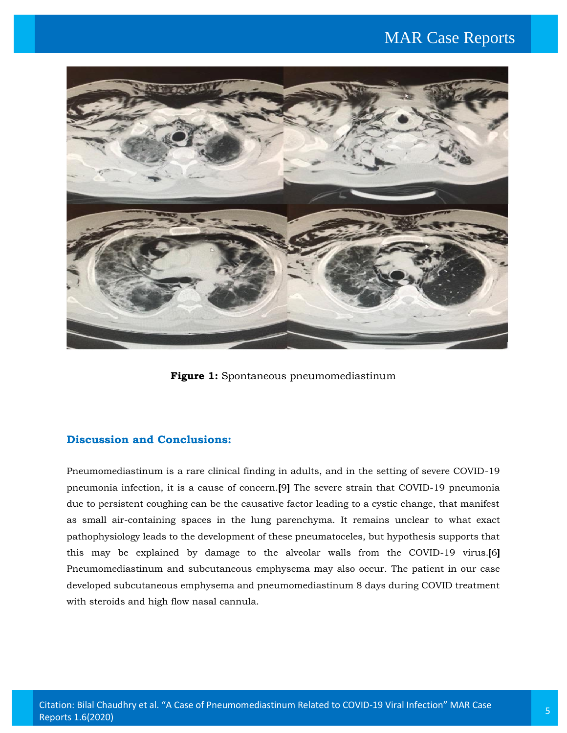**Figure 1:** Spontaneous pneumomediastinum

## Discussion and Conclusions:

Pneumomediastinum is a rare clinical finding in adults, and in the setting of severe COVID-19 pneumonia infection, it is a cause of concern.[9] The severe strain that COVID-19 pneumonia due to persistent coughing can be the causative factor leading to a cystic change, that manifest as small air-containing spaces in the lung parenchyma. It remains unclear to what exact pathophysiology leads to the development of these pneumatoceles, but hypothesis supports that this may be explained by damage to the alveolar walls from the COVID-19 virus.[6] Pneumomediastinum and subcutaneous emphysema may also occur. The patient in our case developed subcutaneous emphysema and pneumomediastinum 8 days during COVID treatment with steroids and high flow nasal cannula.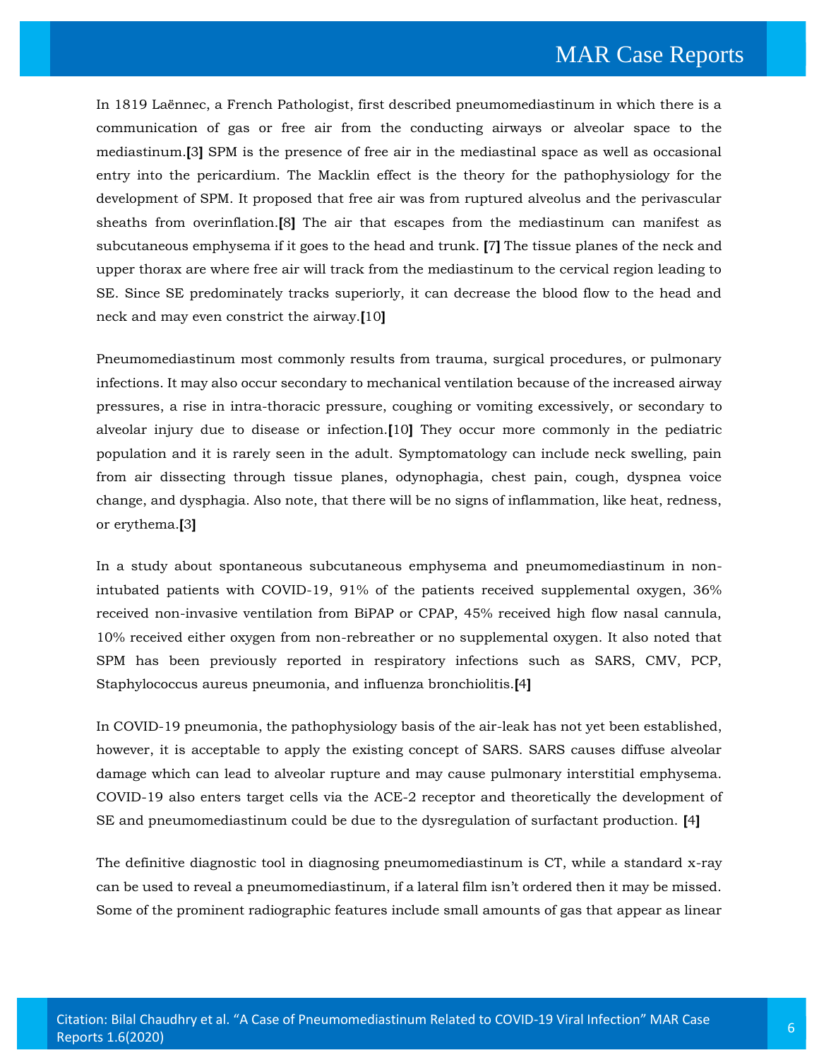In 1819 Laënnec, a French Pathologist, first described pneumomediastinum in which there is a communication of gas or free air from the conducting airways or alveolar space to the mediastinum.[3] SPM is the presence of free air in the mediastinal space as well as occasional entry into the pericardium. The Macklin effect is the theory for the pathophysiology for the development of SPM. It proposed that free air was from ruptured alveolus and the perivascular sheaths from overinflation.[8] The air that escapes from the mediastinum can manifest as subcutaneous emphysema if it goes to the head and trunk. [7] The tissue planes of the neck and upper thorax are where free air will track from the mediastinum to the cervical region leading to SE. Since SE predominately tracks superiorly, it can decrease the blood flow to the head and neck and may even constrict the airway.[10]

Pneumomediastinum most commonly results from trauma, surgical procedures, or pulmonary infections. It may also occur secondary to mechanical ventilation because of the increased airway pressures, a rise in intra-thoracic pressure, coughing or vomiting excessively, or secondary to alveolar injury due to disease or infection.[10] They occur more commonly in the pediatric population and it is rarely seen in the adult. Symptomatology can include neck swelling, pain from air dissecting through tissue planes, odynophagia, chest pain, cough, dyspnea voice change, and dysphagia. Also note, that there will be no signs of inflammation, like heat, redness, or erythema.[3]

In a study about spontaneous subcutaneous emphysema and pneumomediastinum in non-intubated patients with COVID-19, 91% of the patients received supplemental oxygen, 36% received non-invasive ventilation from BiPAP or CPAP, 45% received high flow nasal cannula, 10% received either oxygen from non-rebreather or no supplemental oxygen. It also noted that SPM has been previously reported in respiratory infections such as SARS, CMV, PCP, Staphylococcus aureus pneumonia, and influenza bronchiolitis.[4]

In COVID-19 pneumonia, the pathophysiology basis of the air-leak has not yet been established, however, it is acceptable to apply the existing concept of SARS. SARS causes diffuse alveolar damage which can lead to alveolar rupture and may cause pulmonary interstitial emphysema. COVID-19 also enters target cells via the ACE-2 receptor and theoretically the development of SE and pneumomediastinum could be due to the dysregulation of surfactant production. [4]

The definitive diagnostic tool in diagnosing pneumomediastinum is CT, while a standard x-ray can be used to reveal a pneumomediastinum, if a lateral film isn't ordered then it may be missed. Some of the prominent radiographic features include small amounts of gas that appear as linear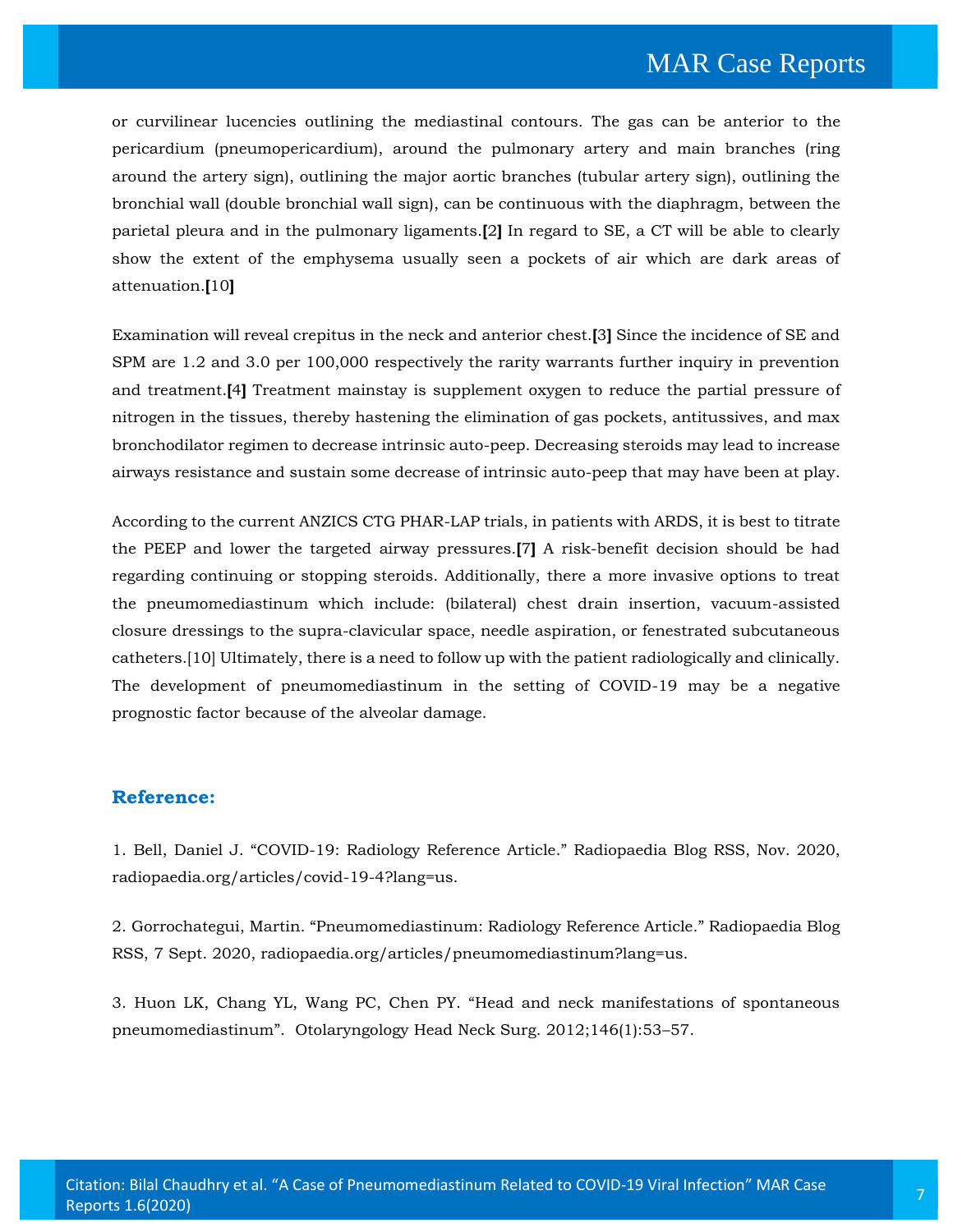or curvilinear lucencies outlining the mediastinal contours. The gas can be anterior to the pericardium (pneumopericardium), around the pulmonary artery and main branches (ring around the artery sign), outlining the major aortic branches (tubular artery sign), outlining the bronchial wall (double bronchial wall sign), can be continuous with the diaphragm, between the parietal pleura and in the pulmonary ligaments.[2] In regard to SE, a CT will be able to clearly show the extent of the emphysema usually seen a pockets of air which are dark areas of attenuation.[10]

Examination will reveal crepitus in the neck and anterior chest.[3] Since the incidence of SE and SPM are 1.2 and 3.0 per 100,000 respectively the rarity warrants further inquiry in prevention and treatment.[4] Treatment mainstay is supplement oxygen to reduce the partial pressure of nitrogen in the tissues, thereby hastening the elimination of gas pockets, antitussives, and max bronchodilator regimen to decrease intrinsic auto-peep. Decreasing steroids may lead to increase airways resistance and sustain some decrease of intrinsic auto-peep that may have been at play.

According to the current ANZICS CTG PHAR-LAP trials, in patients with ARDS, it is best to titrate the PEEP and lower the targeted airway pressures.[7] A risk-benefit decision should be had regarding continuing or stopping steroids. Additionally, there a more invasive options to treat the pneumomediastinum which include: (bilateral) chest drain insertion, vacuum-assisted closure dressings to the supra-clavicular space, needle aspiration, or fenestrated subcutaneous catheters.[10] Ultimately, there is a need to follow up with the patient radiologically and clinically. The development of pneumomediastinum in the setting of COVID-19 may be a negative prognostic factor because of the alveolar damage.

## Reference:

1. Bell, Daniel J. "COVID-19: Radiology Reference Article." Radiopaedia Blog RSS, Nov. 2020, radiopaedia.org/articles/covid-19-4?lang=us.

2. Gorrochategui, Martin. "Pneumomediastinum: Radiology Reference Article." Radiopaedia Blog RSS, 7 Sept. 2020, radiopaedia.org/articles/pneumomediastinum?lang=us.

3. Huon LK, Chang YL, Wang PC, Chen PY. "Head and neck manifestations of spontaneous pneumomediastinum". Otolaryngology Head Neck Surg. 2012;146(1):53–57.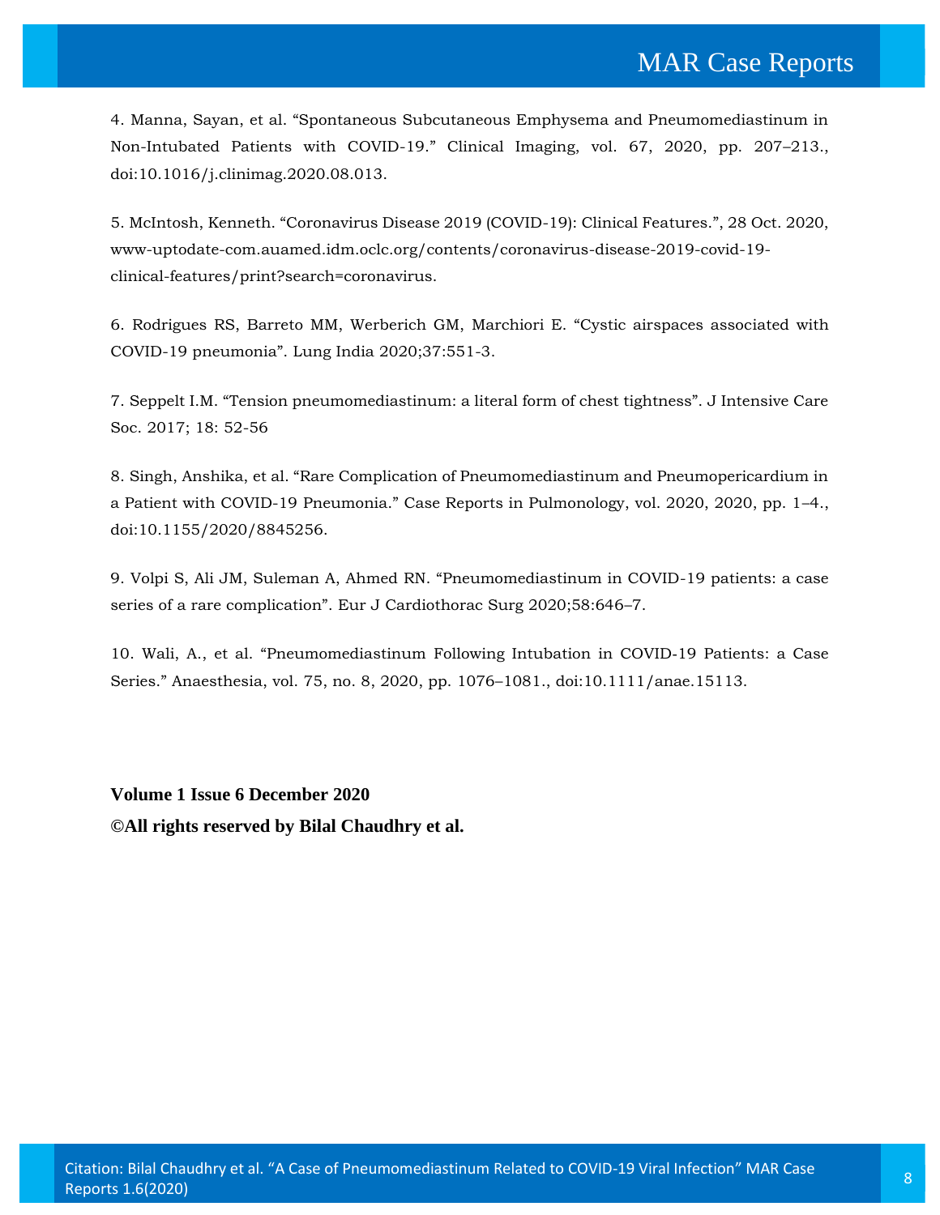4. Manna, Sayan, et al. "Spontaneous Subcutaneous Emphysema and Pneumomediastinum in Non-Intubated Patients with COVID-19." Clinical Imaging, vol. 67, 2020, pp. 207–213., doi:10.1016/j.clinimag.2020.08.013.

5. McIntosh, Kenneth. "Coronavirus Disease 2019 (COVID-19): Clinical Features.", 28 Oct. 2020, www-uptodate-com.auamed.idm.oclc.org/contents/coronavirus-disease-2019-covid-19-clinical-features/print?search=coronavirus.

6. Rodrigues RS, Barreto MM, Werberich GM, Marchiori E. "Cystic airspaces associated with COVID-19 pneumonia". Lung India 2020;37:551-3.

7. Seppelt I.M. "Tension pneumomediastinum: a literal form of chest tightness". J Intensive Care Soc. 2017; 18: 52-56

8. Singh, Anshika, et al. "Rare Complication of Pneumomediastinum and Pneumopericardium in a Patient with COVID-19 Pneumonia." Case Reports in Pulmonology, vol. 2020, 2020, pp. 1–4., doi:10.1155/2020/8845256.

9. Volpi S, Ali JM, Suleman A, Ahmed RN. "Pneumomediastinum in COVID-19 patients: a case series of a rare complication". Eur J Cardiothorac Surg 2020;58:646–7.

10. Wali, A., et al. "Pneumomediastinum Following Intubation in COVID-19 Patients: a Case Series." Anaesthesia, vol. 75, no. 8, 2020, pp. 1076–1081., doi:10.1111/anae.15113.

**Volume 1 Issue 6 December 2020**

**©All rights reserved by Bilal Chaudhry et al.**